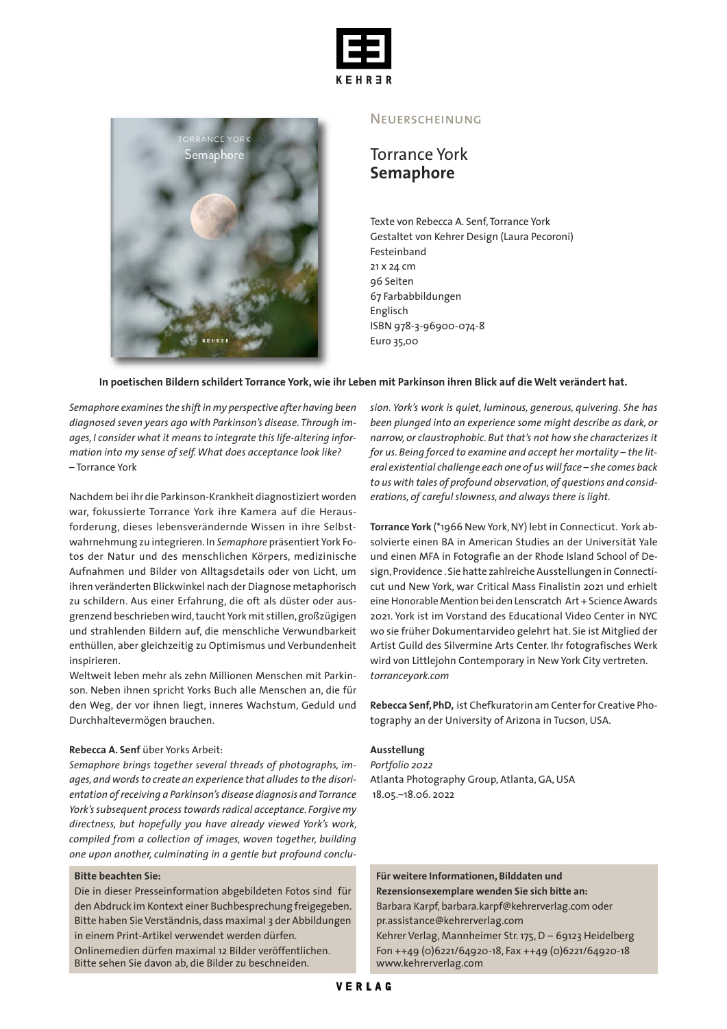KEHRER

Neuerscheinung

# Torrance York
## **Semaphore**

Texte von Rebecca A. Senf, Torrance York
Gestaltet von Kehrer Design (Laura Pecoroni)
Festeinband
21 x 24 cm
96 Seiten
67 Farbabbildungen
Englisch
ISBN 978-3-96900-074-8
Euro 35,00

**In poetischen Bildern schildert Torrance York, wie ihr Leben mit Parkinson ihren Blick auf die Welt verändert hat.**

*Semaphore examines the shift in my perspective after having been diagnosed seven years ago with Parkinson's disease. Through images, I consider what it means to integrate this life-altering information into my sense of self. What does acceptance look like?*
– Torrance York

Nachdem bei ihr die Parkinson-Krankheit diagnostiziert worden war, fokussierte Torrance York ihre Kamera auf die Herausforderung, dieses lebensverändernde Wissen in ihre Selbstwahrnehmung zu integrieren. In *Semaphore* präsentiert York Fotos der Natur und des menschlichen Körpers, medizinische Aufnahmen und Bilder von Alltagsdetails oder von Licht, um ihren veränderten Blickwinkel nach der Diagnose metaphorisch zu schildern. Aus einer Erfahrung, die oft als düster oder ausgrenzend beschrieben wird, taucht York mit stillen, großzügigen und strahlenden Bildern auf, die menschliche Verwundbarkeit enthüllen, aber gleichzeitig zu Optimismus und Verbundenheit inspirieren.

Weltweit leben mehr als zehn Millionen Menschen mit Parkinson. Neben ihnen spricht Yorks Buch alle Menschen an, die für den Weg, der vor ihnen liegt, inneres Wachstum, Geduld und Durchhaltevermögen brauchen.

**Rebecca A. Senf** über Yorks Arbeit:
*Semaphore brings together several threads of photographs, images, and words to create an experience that alludes to the disorientation of receiving a Parkinson's disease diagnosis and Torrance York's subsequent process towards radical acceptance. Forgive my directness, but hopefully you have already viewed York's work, compiled from a collection of images, woven together, building one upon another, culminating in a gentle but profound conclusion. York's work is quiet, luminous, generous, quivering. She has been plunged into an experience some might describe as dark, or narrow, or claustrophobic. But that's not how she characterizes it for us. Being forced to examine and accept her mortality – the literal existential challenge each one of us will face – she comes back to us with tales of profound observation, of questions and considerations, of careful slowness, and always there is light.*

**Torrance York** (*1966 New York, NY) lebt in Connecticut. York absolvierte einen BA in American Studies an der Universität Yale und einen MFA in Fotografie an der Rhode Island School of Design, Providence . Sie hatte zahlreiche Ausstellungen in Connecticut und New York, war Critical Mass Finalistin 2021 und erhielt eine Honorable Mention bei den Lenscratch Art + Science Awards 2021. York ist im Vorstand des Educational Video Center in NYC wo sie früher Dokumentarvideo gelehrt hat. Sie ist Mitglied der Artist Guild des Silvermine Arts Center. Ihr fotografisches Werk wird von Littlejohn Contemporary in New York City vertreten.
*torranceyork.com*

**Rebecca Senf, PhD,** ist Chefkuratorin am Center for Creative Photography an der University of Arizona in Tucson, USA.

**Ausstellung**
*Portfolio 2022*
Atlanta Photography Group, Atlanta, GA, USA
18.05.–18.06. 2022

**Bitte beachten Sie:**
Die in dieser Presseinformation abgebildeten Fotos sind für den Abdruck im Kontext einer Buchbesprechung freigegeben. Bitte haben Sie Verständnis, dass maximal 3 der Abbildungen in einem Print-Artikel verwendet werden dürfen. Onlinemedien dürfen maximal 12 Bilder veröffentlichen. Bitte sehen Sie davon ab, die Bilder zu beschneiden.

**Für weitere Informationen, Bilddaten und Rezensionsexemplare wenden Sie sich bitte an:**
Barbara Karpf, barbara.karpf@kehrerverlag.com oder pr.assistance@kehrerverlag.com
Kehrer Verlag, Mannheimer Str. 175, D – 69123 Heidelberg
Fon ++49 (0)6221/64920-18, Fax ++49 (0)6221/64920-18
www.kehrerverlag.com

VERLAG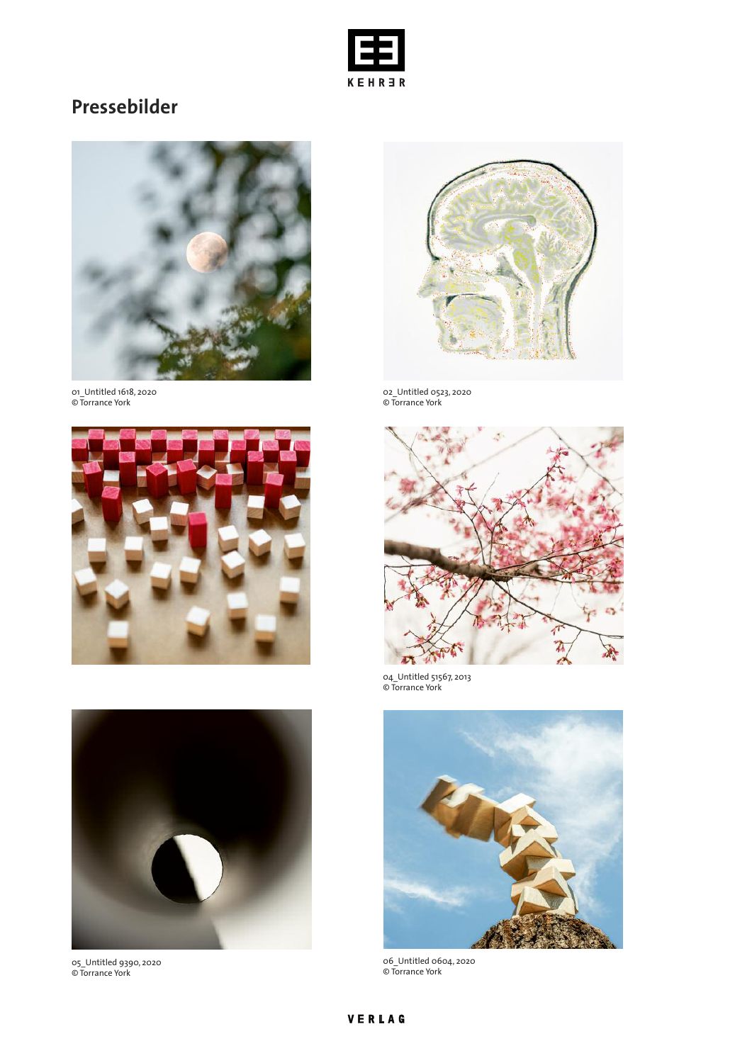## Pressebilder

01_Untitled 1618, 2020
© Torrance York

02_Untitled 0523, 2020
© Torrance York

04_Untitled 51567, 2013
© Torrance York

05_Untitled 9390, 2020
© Torrance York

06_Untitled 0604, 2020
© Torrance York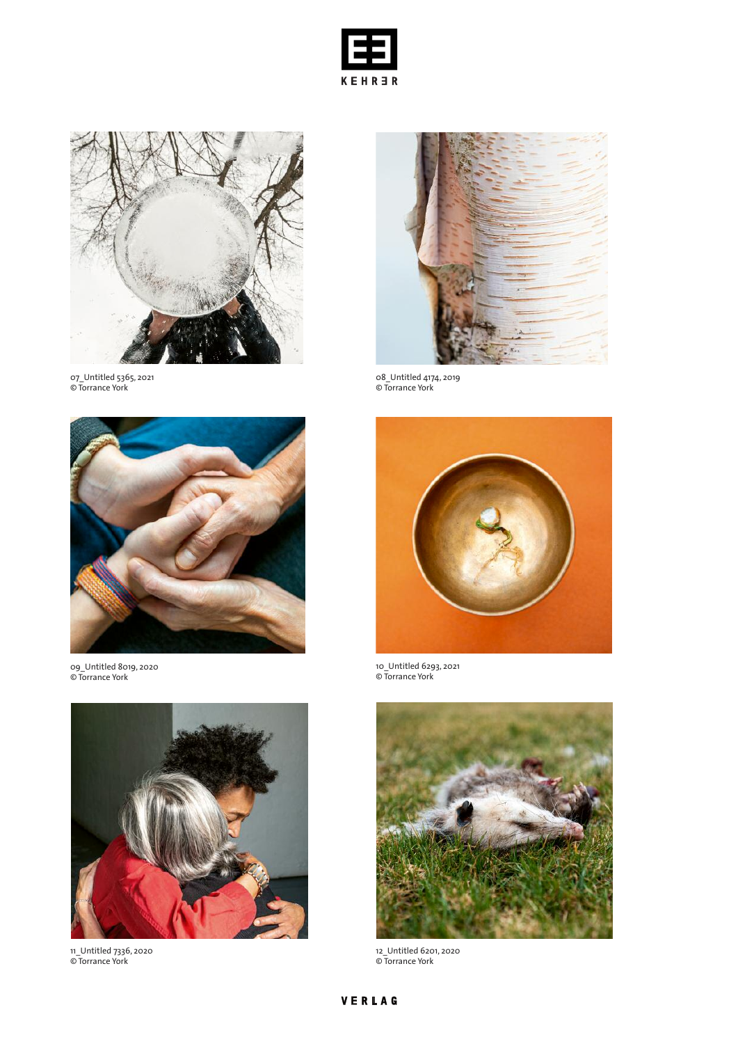07_Untitled 5365, 2021
© Torrance York

08_Untitled 4174, 2019
© Torrance York

09_Untitled 8019, 2020
© Torrance York

10_Untitled 6293, 2021
© Torrance York

11_Untitled 7336, 2020
© Torrance York

12_Untitled 6201, 2020
© Torrance York